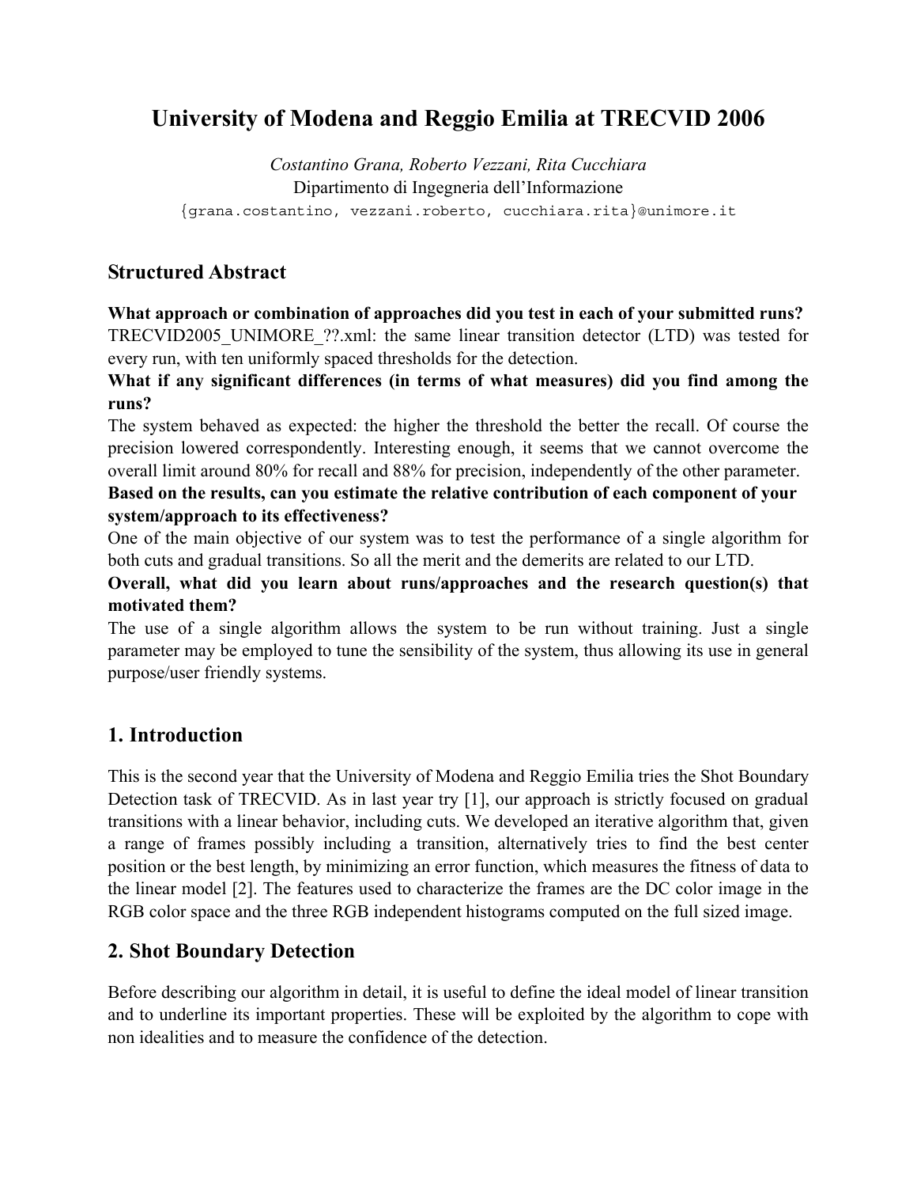# University of Modena and Reggio Emilia at TRECVID 2006

*Costantino Grana, Roberto Vezzani, Rita Cucchiara*
Dipartimento di Ingegneria dell'Informazione
{grana.costantino, vezzani.roberto, cucchiara.rita}@unimore.it

## Structured Abstract

**What approach or combination of approaches did you test in each of your submitted runs?**
TRECVID2005_UNIMORE_??.xml: the same linear transition detector (LTD) was tested for every run, with ten uniformly spaced thresholds for the detection.

**What if any significant differences (in terms of what measures) did you find among the runs?**
The system behaved as expected: the higher the threshold the better the recall. Of course the precision lowered correspondently. Interesting enough, it seems that we cannot overcome the overall limit around 80% for recall and 88% for precision, independently of the other parameter.

**Based on the results, can you estimate the relative contribution of each component of your system/approach to its effectiveness?**
One of the main objective of our system was to test the performance of a single algorithm for both cuts and gradual transitions. So all the merit and the demerits are related to our LTD.

**Overall, what did you learn about runs/approaches and the research question(s) that motivated them?**
The use of a single algorithm allows the system to be run without training. Just a single parameter may be employed to tune the sensibility of the system, thus allowing its use in general purpose/user friendly systems.

## 1. Introduction

This is the second year that the University of Modena and Reggio Emilia tries the Shot Boundary Detection task of TRECVID. As in last year try [1], our approach is strictly focused on gradual transitions with a linear behavior, including cuts. We developed an iterative algorithm that, given a range of frames possibly including a transition, alternatively tries to find the best center position or the best length, by minimizing an error function, which measures the fitness of data to the linear model [2]. The features used to characterize the frames are the DC color image in the RGB color space and the three RGB independent histograms computed on the full sized image.

## 2. Shot Boundary Detection

Before describing our algorithm in detail, it is useful to define the ideal model of linear transition and to underline its important properties. These will be exploited by the algorithm to cope with non idealities and to measure the confidence of the detection.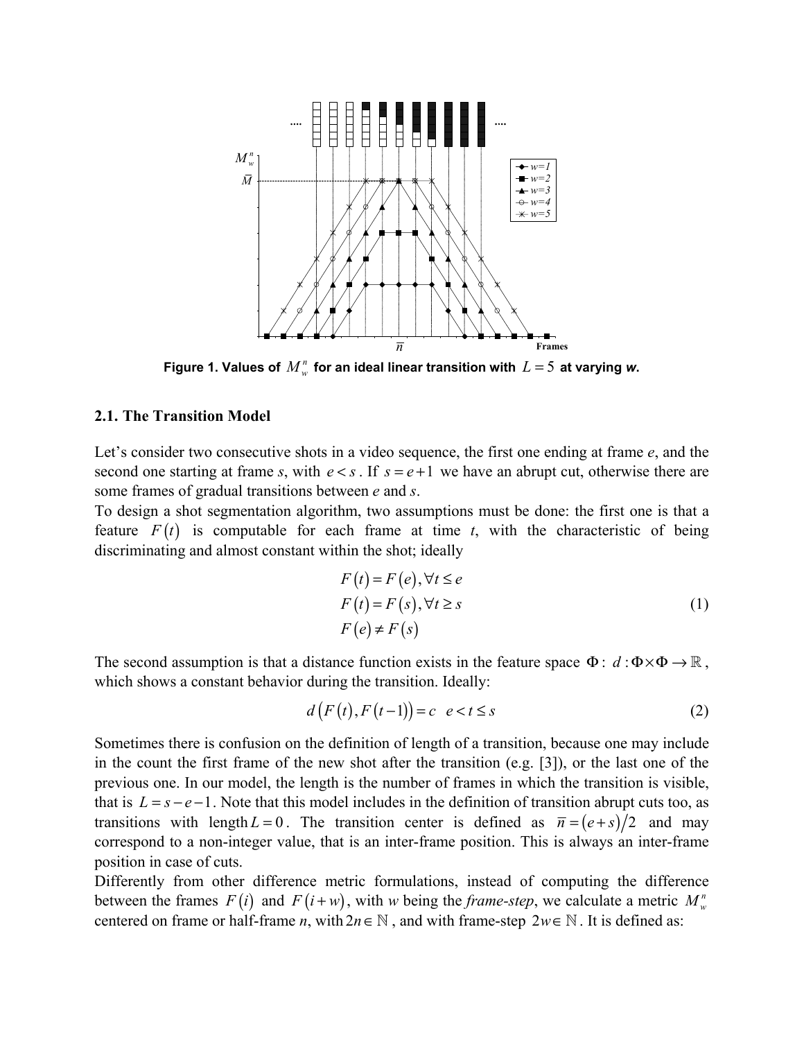Figure 1. Values of $M_w^n$ for an ideal linear transition with $L=5$ at varying *w*.

### 2.1. The Transition Model

Let's consider two consecutive shots in a video sequence, the first one ending at frame *e*, and the second one starting at frame *s*, with $e<s$. If $s=e+1$ we have an abrupt cut, otherwise there are some frames of gradual transitions between *e* and *s*.

To design a shot segmentation algorithm, two assumptions must be done: the first one is that a feature $F(t)$ is computable for each frame at time *t*, with the characteristic of being discriminating and almost constant within the shot; ideally

$$
\begin{aligned}
&F(t)=F(e), \forall t \leq e \\
&F(t)=F(s), \forall t \geq s \\
&F(e) \neq F(s)
\end{aligned}
\tag{1}
$$

The second assumption is that a distance function exists in the feature space $\Phi$: $d:\Phi\times\Phi\rightarrow\mathbb{R}$, which shows a constant behavior during the transition. Ideally:

$$
d\left(F(t),F(t-1)\right)=c \quad e<t\leq s
\tag{2}
$$

Sometimes there is confusion on the definition of length of a transition, because one may include in the count the first frame of the new shot after the transition (e.g. [3]), or the last one of the previous one. In our model, the length is the number of frames in which the transition is visible, that is $L=s-e-1$. Note that this model includes in the definition of transition abrupt cuts too, as transitions with length $L=0$. The transition center is defined as $\overline{n}=(e+s)/2$ and may correspond to a non-integer value, that is an inter-frame position. This is always an inter-frame position in case of cuts.

Differently from other difference metric formulations, instead of computing the difference between the frames $F(i)$ and $F(i+w)$, with *w* being the *frame-step*, we calculate a metric $M_w^n$ centered on frame or half-frame *n*, with $2n\in\mathbb{N}$, and with frame-step $2w\in\mathbb{N}$. It is defined as: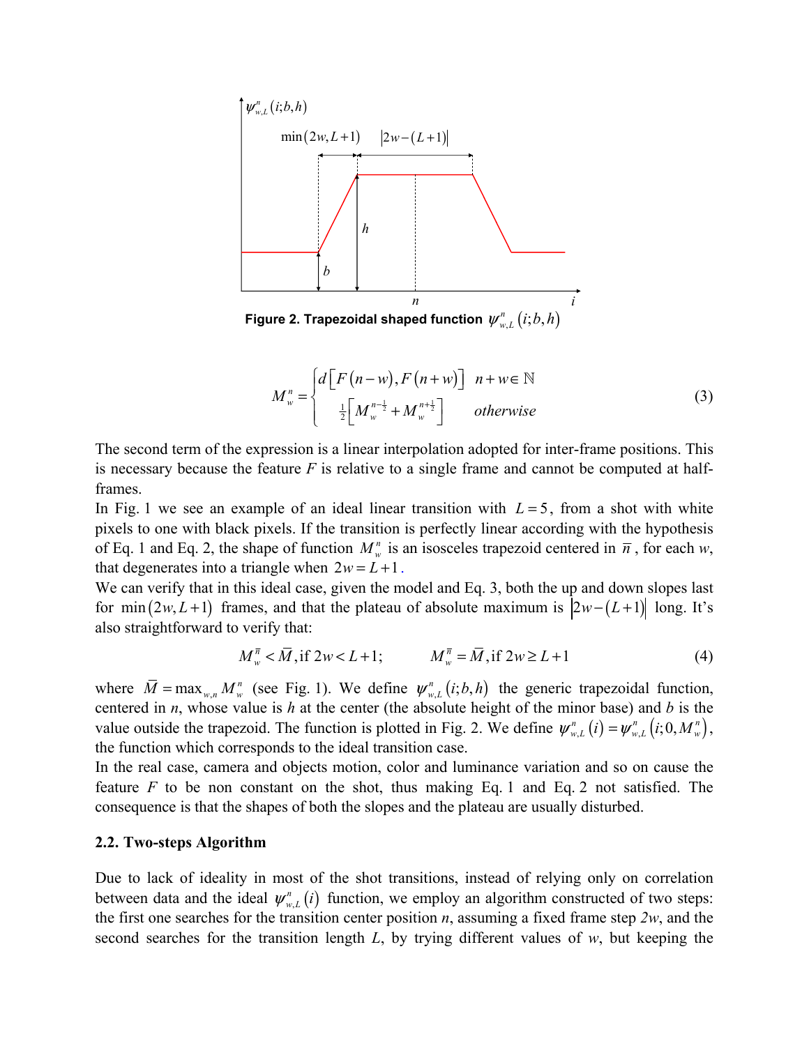Figure 2. Trapezoidal shaped function $\psi^{n}_{w,L}(i;b,h)$

$$
M^{n}_{w} = \begin{cases} d\left[F(n-w), F(n+w)\right] & n+w \in \mathbb{N} \\ \frac{1}{2}\left[M^{n-\frac{1}{2}}_{w} + M^{n+\frac{1}{2}}_{w}\right] & otherwise \end{cases} \tag{3}
$$

The second term of the expression is a linear interpolation adopted for inter-frame positions. This is necessary because the feature $F$ is relative to a single frame and cannot be computed at half-frames.

In Fig. 1 we see an example of an ideal linear transition with $L = 5$, from a shot with white pixels to one with black pixels. If the transition is perfectly linear according with the hypothesis of Eq. 1 and Eq. 2, the shape of function $M^{n}_{w}$ is an isosceles trapezoid centered in $\bar{n}$, for each $w$, that degenerates into a triangle when $2w = L+1$.

We can verify that in this ideal case, given the model and Eq. 3, both the up and down slopes last for $\min(2w, L+1)$ frames, and that the plateau of absolute maximum is $\left|2w-(L+1)\right|$ long. It's also straightforward to verify that:

$$
M^{\bar{n}}_{w} < \bar{M}, \text{if } 2w < L+1; \qquad M^{\bar{n}}_{w} = \bar{M}, \text{if } 2w \geq L+1 \tag{4}
$$

where $\bar{M} = \max_{w,n} M^{n}_{w}$ (see Fig. 1). We define $\psi^{n}_{w,L}(i;b,h)$ the generic trapezoidal function, centered in $n$, whose value is $h$ at the center (the absolute height of the minor base) and $b$ is the value outside the trapezoid. The function is plotted in Fig. 2. We define $\psi^{n}_{w,L}(i) = \psi^{n}_{w,L}(i;0,M^{n}_{w})$, the function which corresponds to the ideal transition case.

In the real case, camera and objects motion, color and luminance variation and so on cause the feature $F$ to be non constant on the shot, thus making Eq. 1 and Eq. 2 not satisfied. The consequence is that the shapes of both the slopes and the plateau are usually disturbed.

### 2.2. Two-steps Algorithm

Due to lack of ideality in most of the shot transitions, instead of relying only on correlation between data and the ideal $\psi^{n}_{w,L}(i)$ function, we employ an algorithm constructed of two steps: the first one searches for the transition center position $n$, assuming a fixed frame step $2w$, and the second searches for the transition length $L$, by trying different values of $w$, but keeping the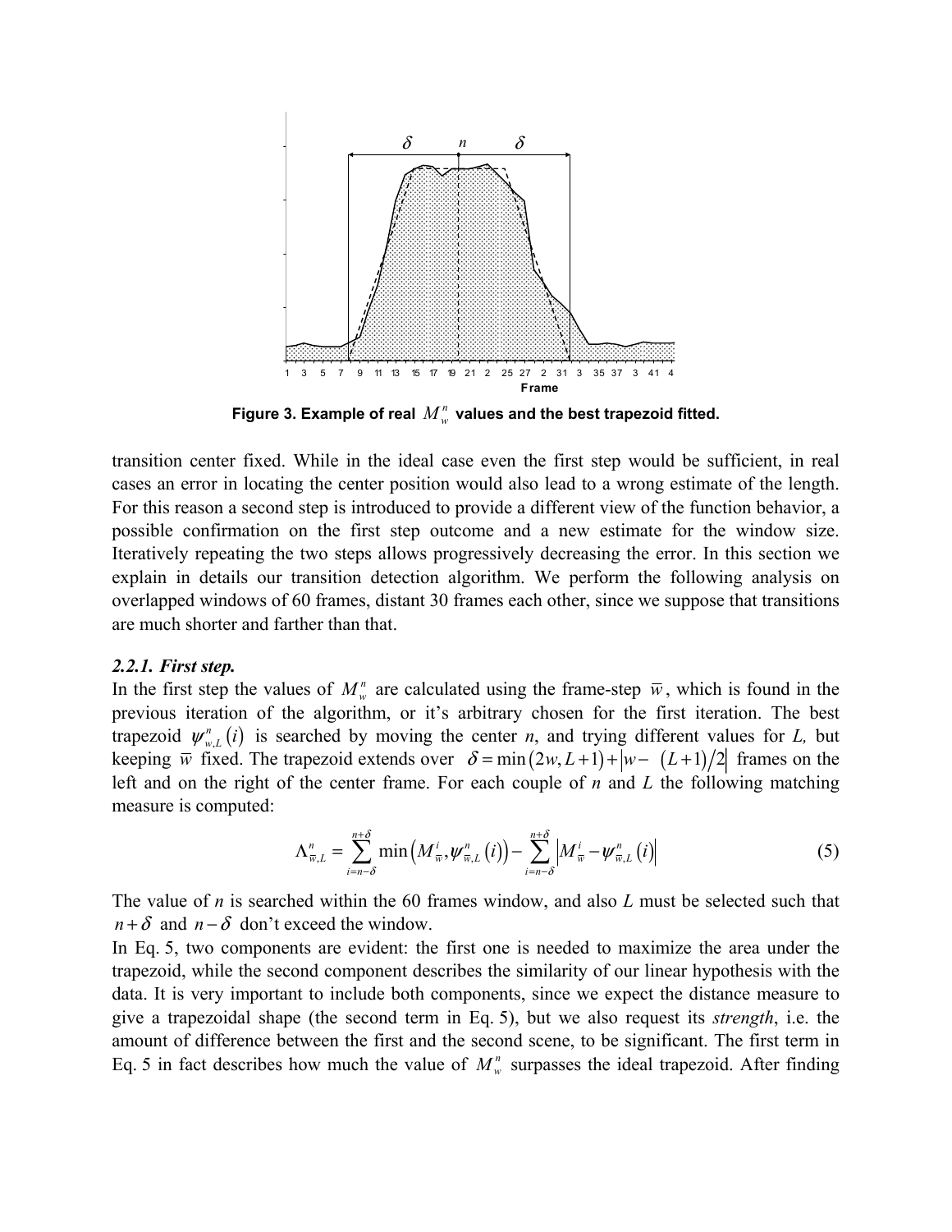Figure 3. Example of real $M_w^n$ values and the best trapezoid fitted.

transition center fixed. While in the ideal case even the first step would be sufficient, in real cases an error in locating the center position would also lead to a wrong estimate of the length. For this reason a second step is introduced to provide a different view of the function behavior, a possible confirmation on the first step outcome and a new estimate for the window size. Iteratively repeating the two steps allows progressively decreasing the error. In this section we explain in details our transition detection algorithm. We perform the following analysis on overlapped windows of 60 frames, distant 30 frames each other, since we suppose that transitions are much shorter and farther than that.

### *2.2.1. First step.*

In the first step the values of $M_w^n$ are calculated using the frame-step $\overline{w}$, which is found in the previous iteration of the algorithm, or it's arbitrary chosen for the first iteration. The best trapezoid $\psi_{w,L}^n(i)$ is searched by moving the center *n*, and trying different values for *L,* but keeping $\overline{w}$ fixed. The trapezoid extends over $\delta = \min(2w, L+1) + |w - (L+1)/2|$ frames on the left and on the right of the center frame. For each couple of *n* and *L* the following matching measure is computed:

$$\Lambda_{\overline{w},L}^n = \sum_{i=n-\delta}^{n+\delta} \min\left(M_{\overline{w}}^i, \psi_{\overline{w},L}^n(i)\right) - \sum_{i=n-\delta}^{n+\delta} \left|M_{\overline{w}}^i - \psi_{\overline{w},L}^n(i)\right| \tag{5}$$

The value of *n* is searched within the 60 frames window, and also *L* must be selected such that $n+\delta$ and $n-\delta$ don't exceed the window.

In Eq. 5, two components are evident: the first one is needed to maximize the area under the trapezoid, while the second component describes the similarity of our linear hypothesis with the data. It is very important to include both components, since we expect the distance measure to give a trapezoidal shape (the second term in Eq. 5), but we also request its *strength*, i.e. the amount of difference between the first and the second scene, to be significant. The first term in Eq. 5 in fact describes how much the value of $M_w^n$ surpasses the ideal trapezoid. After finding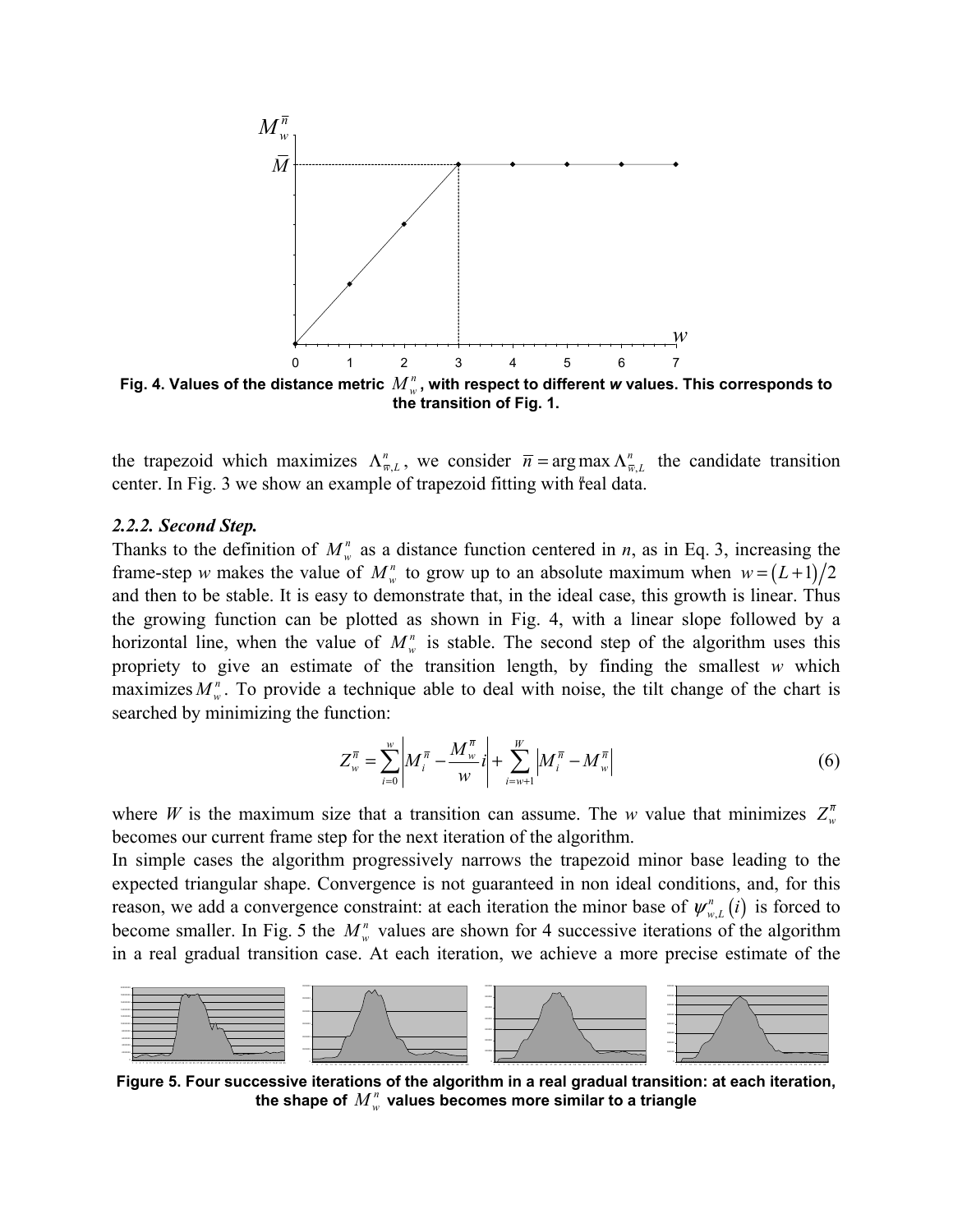Fig. 4. Values of the distance metric $M_w^n$, with respect to different *w* values. This corresponds to the transition of Fig. 1.

the trapezoid which maximizes $\Lambda_{\overline{w},L}^n$, we consider $\overline{n} = \arg\max \Lambda_{\overline{w},L}^n$ the candidate transition center. In Fig. 3 we show an example of trapezoid fitting with real data.

### 2.2.2. Second Step.

Thanks to the definition of $M_w^n$ as a distance function centered in *n*, as in Eq. 3, increasing the frame-step *w* makes the value of $M_w^n$ to grow up to an absolute maximum when $w = (L+1)/2$ and then to be stable. It is easy to demonstrate that, in the ideal case, this growth is linear. Thus the growing function can be plotted as shown in Fig. 4, with a linear slope followed by a horizontal line, when the value of $M_w^n$ is stable. The second step of the algorithm uses this propriety to give an estimate of the transition length, by finding the smallest *w* which maximizes $M_w^n$. To provide a technique able to deal with noise, the tilt change of the chart is searched by minimizing the function:

$$Z_w^{\overline{n}} = \sum_{i=0}^{w} \left| M_i^{\overline{n}} - \frac{M_w^{\overline{n}}}{w} i \right| + \sum_{i=w+1}^{W} \left| M_i^{\overline{n}} - M_w^{\overline{n}} \right| \tag{6}$$

where *W* is the maximum size that a transition can assume. The *w* value that minimizes $Z_w^{\overline{n}}$ becomes our current frame step for the next iteration of the algorithm.

In simple cases the algorithm progressively narrows the trapezoid minor base leading to the expected triangular shape. Convergence is not guaranteed in non ideal conditions, and, for this reason, we add a convergence constraint: at each iteration the minor base of $\psi_{w,L}^n(i)$ is forced to become smaller. In Fig. 5 the $M_w^n$ values are shown for 4 successive iterations of the algorithm in a real gradual transition case. At each iteration, we achieve a more precise estimate of the

Figure 5. Four successive iterations of the algorithm in a real gradual transition: at each iteration, the shape of $M_w^n$ values becomes more similar to a triangle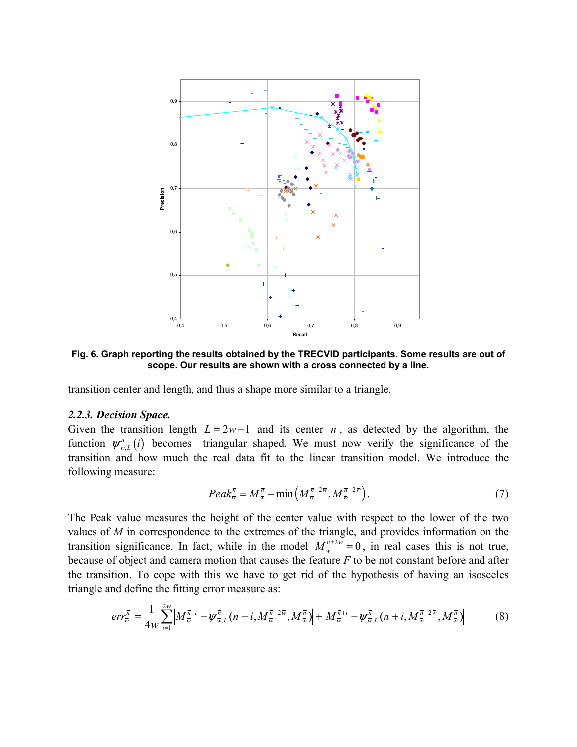**Fig. 6. Graph reporting the results obtained by the TRECVID participants. Some results are out of scope. Our results are shown with a cross connected by a line.**

transition center and length, and thus a shape more similar to a triangle.

### *2.2.3. Decision Space.*

Given the transition length $L = 2w - 1$ and its center $\overline{n}$, as detected by the algorithm, the function $\psi^{n}_{w,L}(i)$ becomes triangular shaped. We must now verify the significance of the transition and how much the real data fit to the linear transition model. We introduce the following measure:

$$Peak^{\overline{n}}_{\overline{w}} = M^{\overline{n}}_{\overline{w}} - \min\left(M^{\overline{n}-2\overline{w}}_{\overline{w}}, M^{\overline{n}+2\overline{w}}_{\overline{w}}\right). \tag{7}$$

The Peak value measures the height of the center value with respect to the lower of the two values of $M$ in correspondence to the extremes of the triangle, and provides information on the transition significance. In fact, while in the model $M^{n\pm2w}_{w} = 0$, in real cases this is not true, because of object and camera motion that causes the feature $F$ to be not constant before and after the transition. To cope with this we have to get rid of the hypothesis of having an isosceles triangle and define the fitting error measure as:

$$err^{\overline{n}}_{\overline{w}} = \frac{1}{4\overline{w}} \sum_{i=1}^{2\overline{w}} \left| M^{\overline{n}-i}_{\overline{w}} - \psi^{\overline{n}}_{\overline{w},L}(\overline{n}-i, M^{\overline{n}-2\overline{w}}_{\overline{w}}, M^{\overline{n}}_{\overline{w}}) \right| + \left| M^{\overline{n}+i}_{\overline{w}} - \psi^{\overline{n}}_{\overline{w},L}(\overline{n}+i, M^{\overline{n}+2\overline{w}}_{\overline{w}}, M^{\overline{n}}_{\overline{w}}) \right| \tag{8}$$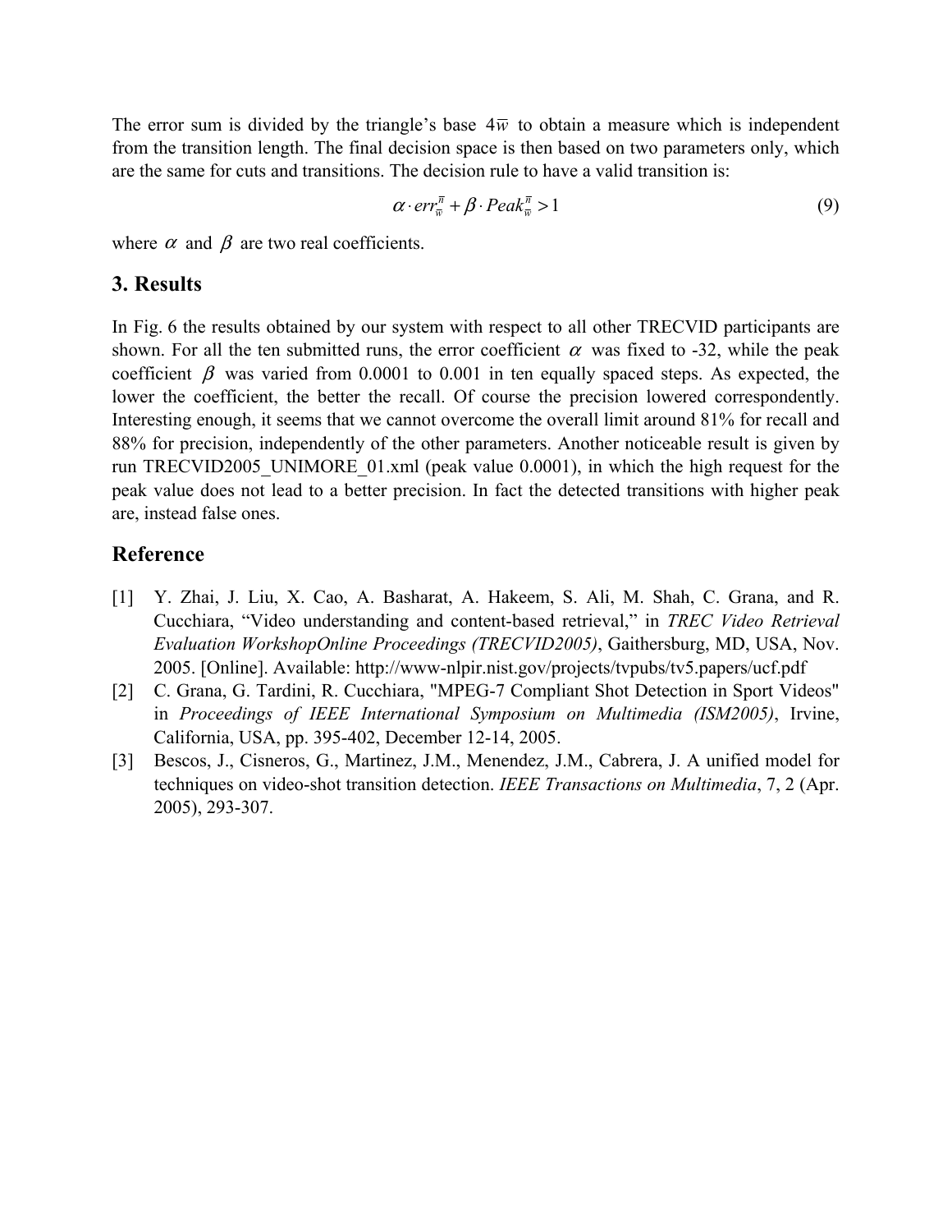The error sum is divided by the triangle's base $4\overline{w}$ to obtain a measure which is independent from the transition length. The final decision space is then based on two parameters only, which are the same for cuts and transitions. The decision rule to have a valid transition is:

$$\alpha \cdot err_{\overline{w}}^{\overline{n}} + \beta \cdot Peak_{\overline{w}}^{\overline{n}} > 1 \tag{9}$$

where $\alpha$ and $\beta$ are two real coefficients.

## 3. Results

In Fig. 6 the results obtained by our system with respect to all other TRECVID participants are shown. For all the ten submitted runs, the error coefficient $\alpha$ was fixed to -32, while the peak coefficient $\beta$ was varied from 0.0001 to 0.001 in ten equally spaced steps. As expected, the lower the coefficient, the better the recall. Of course the precision lowered correspondently. Interesting enough, it seems that we cannot overcome the overall limit around 81% for recall and 88% for precision, independently of the other parameters. Another noticeable result is given by run TRECVID2005_UNIMORE_01.xml (peak value 0.0001), in which the high request for the peak value does not lead to a better precision. In fact the detected transitions with higher peak are, instead false ones.

## Reference

[1] Y. Zhai, J. Liu, X. Cao, A. Basharat, A. Hakeem, S. Ali, M. Shah, C. Grana, and R. Cucchiara, "Video understanding and content-based retrieval," in *TREC Video Retrieval Evaluation WorkshopOnline Proceedings (TRECVID2005)*, Gaithersburg, MD, USA, Nov. 2005. [Online]. Available: http://www-nlpir.nist.gov/projects/tvpubs/tv5.papers/ucf.pdf

[2] C. Grana, G. Tardini, R. Cucchiara, "MPEG-7 Compliant Shot Detection in Sport Videos" in *Proceedings of IEEE International Symposium on Multimedia (ISM2005)*, Irvine, California, USA, pp. 395-402, December 12-14, 2005.

[3] Bescos, J., Cisneros, G., Martinez, J.M., Menendez, J.M., Cabrera, J. A unified model for techniques on video-shot transition detection. *IEEE Transactions on Multimedia*, 7, 2 (Apr. 2005), 293-307.